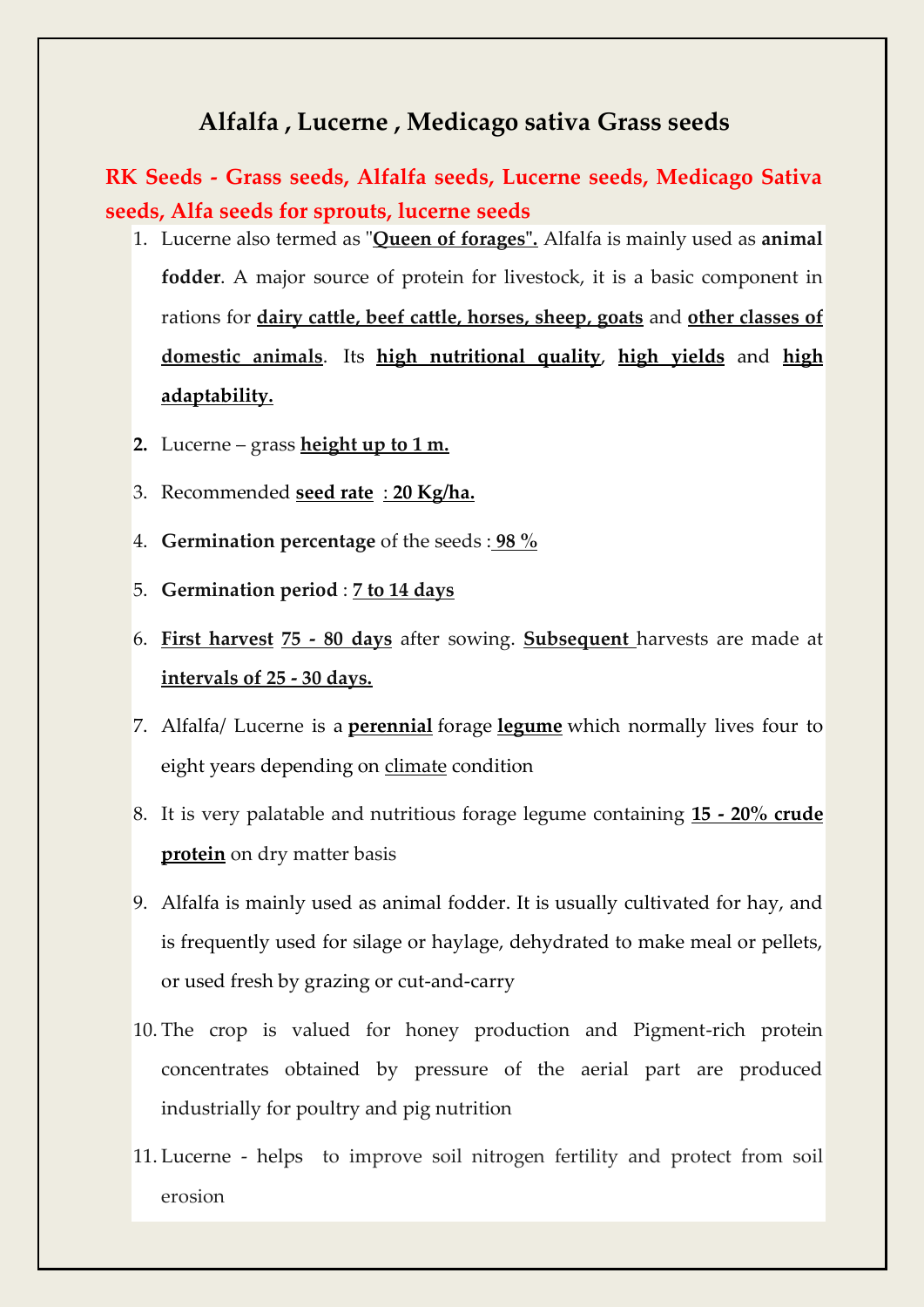# Alfalfa , Lucerne , Medicago sativa Grass seeds

## RK Seeds - Grass seeds, Alfalfa seeds, Lucerne seeds, Medicago Sativa seeds, Alfa seeds for sprouts, lucerne seeds

1. Lucerne also termed as "**Queen of forages".** Alfalfa is mainly used as **animal fodder**. A major source of protein for livestock, it is a basic component in rations for **dairy cattle, beef cattle, horses, sheep, goats** and **other classes of domestic animals**. Its **high nutritional quality**, **high yields** and **high adaptability.**
2. Lucerne – grass **height up to 1 m.**
3. Recommended **seed rate** : **20 Kg/ha.**
4. **Germination percentage** of the seeds : **98 %**
5. **Germination period** : **7 to 14 days**
6. **First harvest** **75 - 80 days** after sowing. **Subsequent** harvests are made at **intervals of 25 - 30 days.**
7. Alfalfa/ Lucerne is a **perennial** forage **legume** which normally lives four to eight years depending on climate condition
8. It is very palatable and nutritious forage legume containing **15 - 20% crude protein** on dry matter basis
9. Alfalfa is mainly used as animal fodder. It is usually cultivated for hay, and is frequently used for silage or haylage, dehydrated to make meal or pellets, or used fresh by grazing or cut-and-carry
10. The crop is valued for honey production and Pigment-rich protein concentrates obtained by pressure of the aerial part are produced industrially for poultry and pig nutrition
11. Lucerne - helps to improve soil nitrogen fertility and protect from soil erosion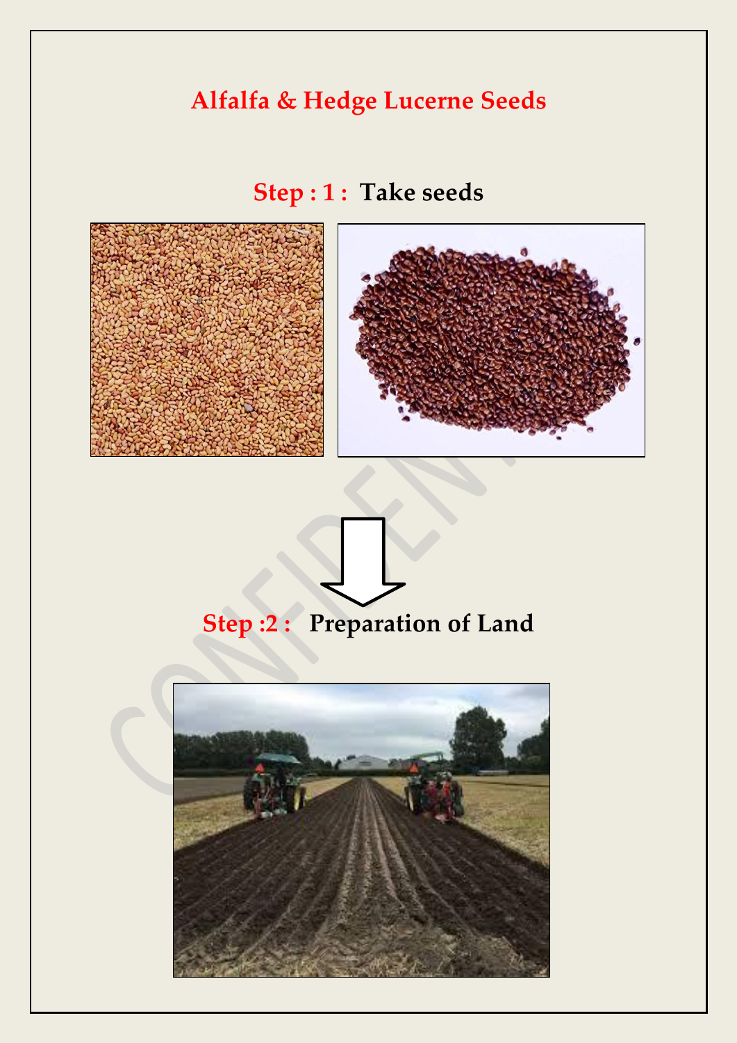# Alfalfa & Hedge Lucerne Seeds

## Step : 1 : Take seeds

## Step :2 : Preparation of Land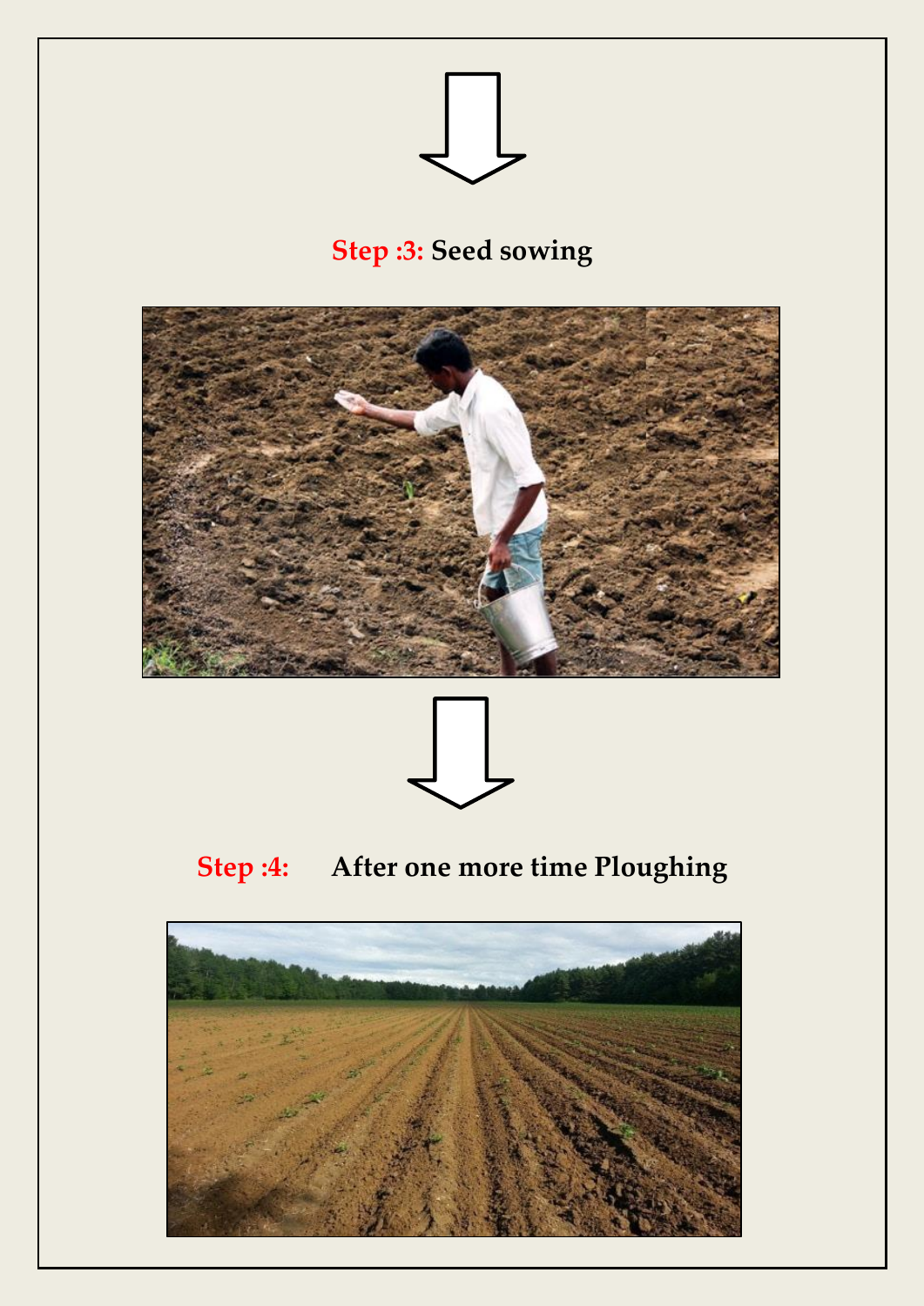**Step :3:** **Seed sowing**

**Step :4:** **After one more time Ploughing**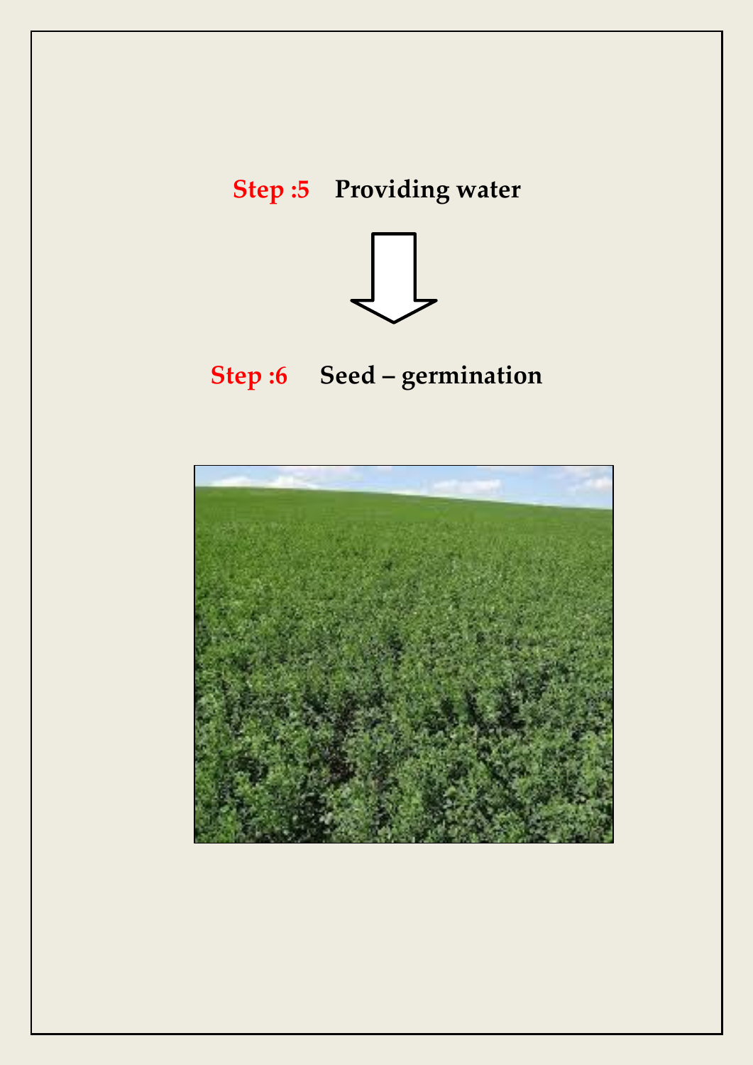**Step :5** **Providing water**

**Step :6** **Seed – germination**